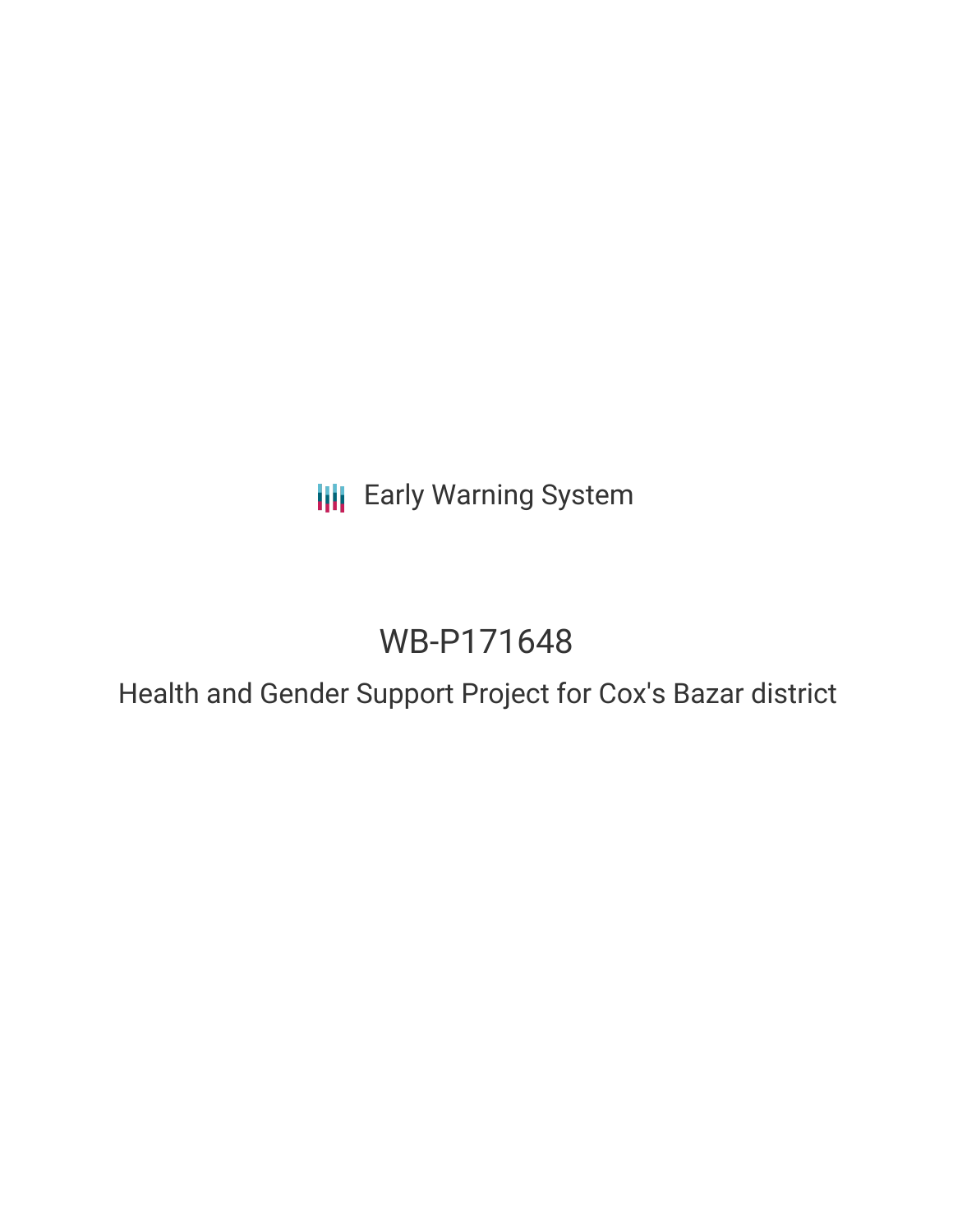Early Warning System

# WB-P171648

## Health and Gender Support Project for Cox's Bazar district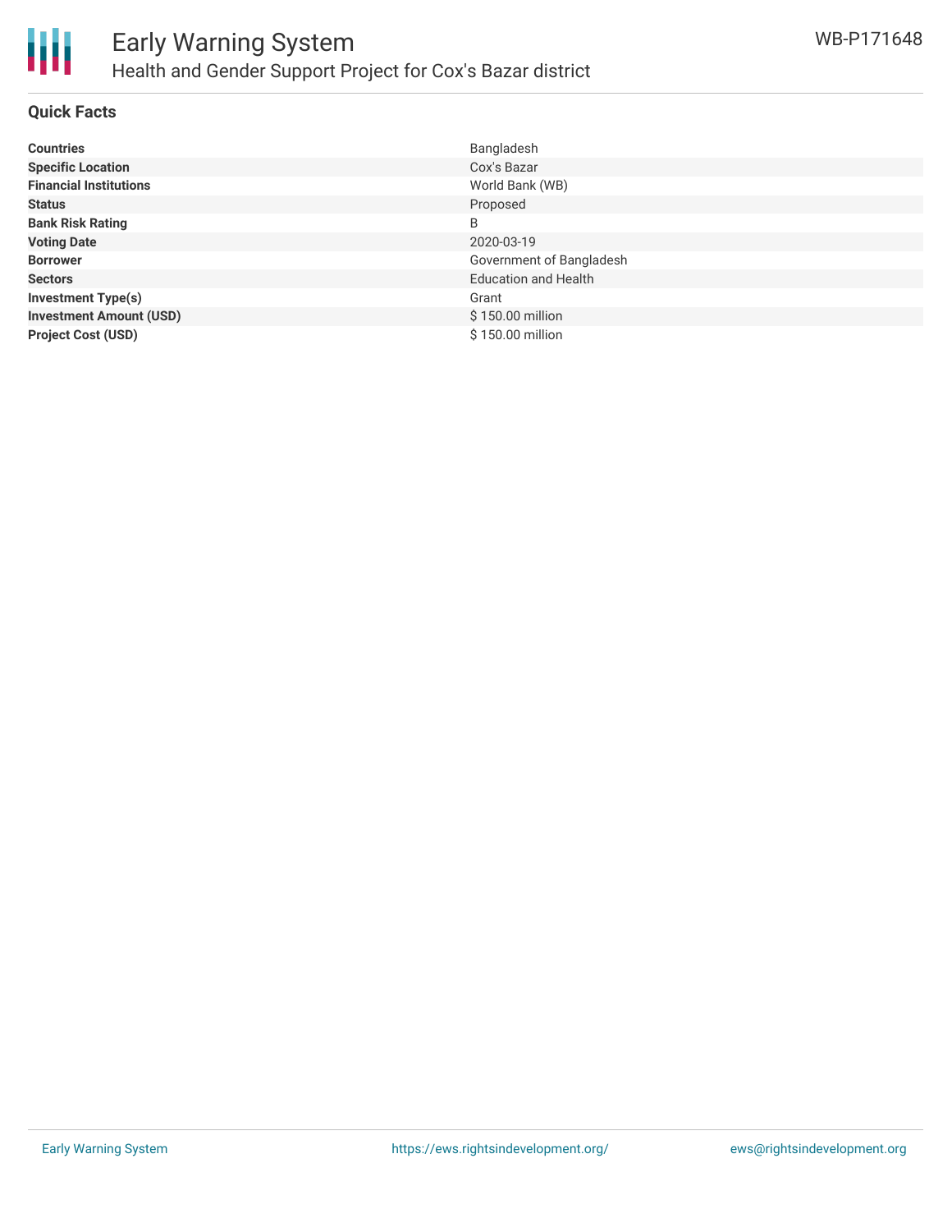# Early Warning System

## Health and Gender Support Project for Cox's Bazar district

WB-P171648

### Quick Facts

| | |
|---|---|
| **Countries** | Bangladesh |
| **Specific Location** | Cox's Bazar |
| **Financial Institutions** | World Bank (WB) |
| **Status** | Proposed |
| **Bank Risk Rating** | B |
| **Voting Date** | 2020-03-19 |
| **Borrower** | Government of Bangladesh |
| **Sectors** | Education and Health |
| **Investment Type(s)** | Grant |
| **Investment Amount (USD)** | $ 150.00 million |
| **Project Cost (USD)** | $ 150.00 million |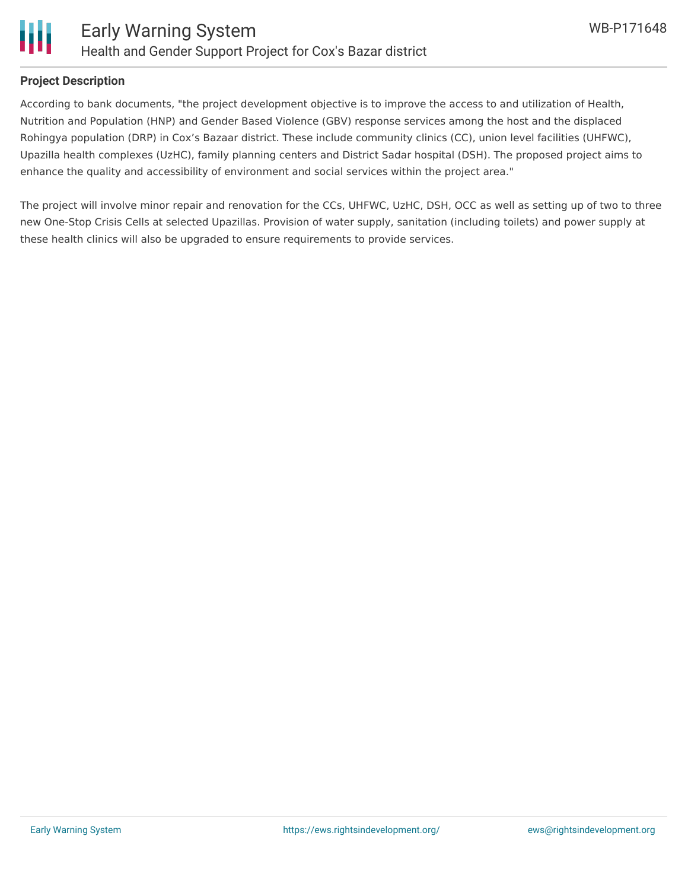## Project Description

According to bank documents, "the project development objective is to improve the access to and utilization of Health, Nutrition and Population (HNP) and Gender Based Violence (GBV) response services among the host and the displaced Rohingya population (DRP) in Cox's Bazaar district. These include community clinics (CC), union level facilities (UHFWC), Upazilla health complexes (UzHC), family planning centers and District Sadar hospital (DSH). The proposed project aims to enhance the quality and accessibility of environment and social services within the project area."

The project will involve minor repair and renovation for the CCs, UHFWC, UzHC, DSH, OCC as well as setting up of two to three new One-Stop Crisis Cells at selected Upazillas. Provision of water supply, sanitation (including toilets) and power supply at these health clinics will also be upgraded to ensure requirements to provide services.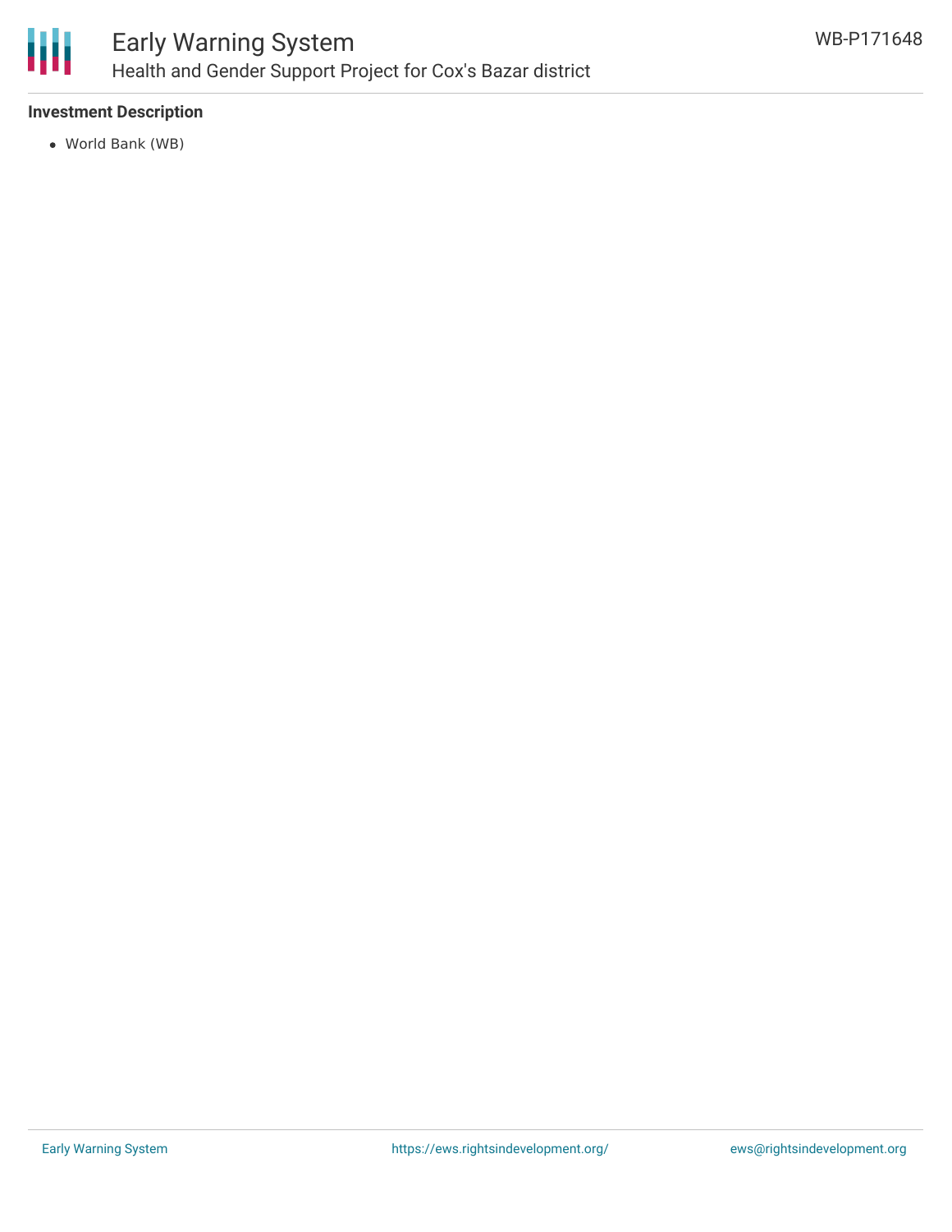### Investment Description

- World Bank (WB)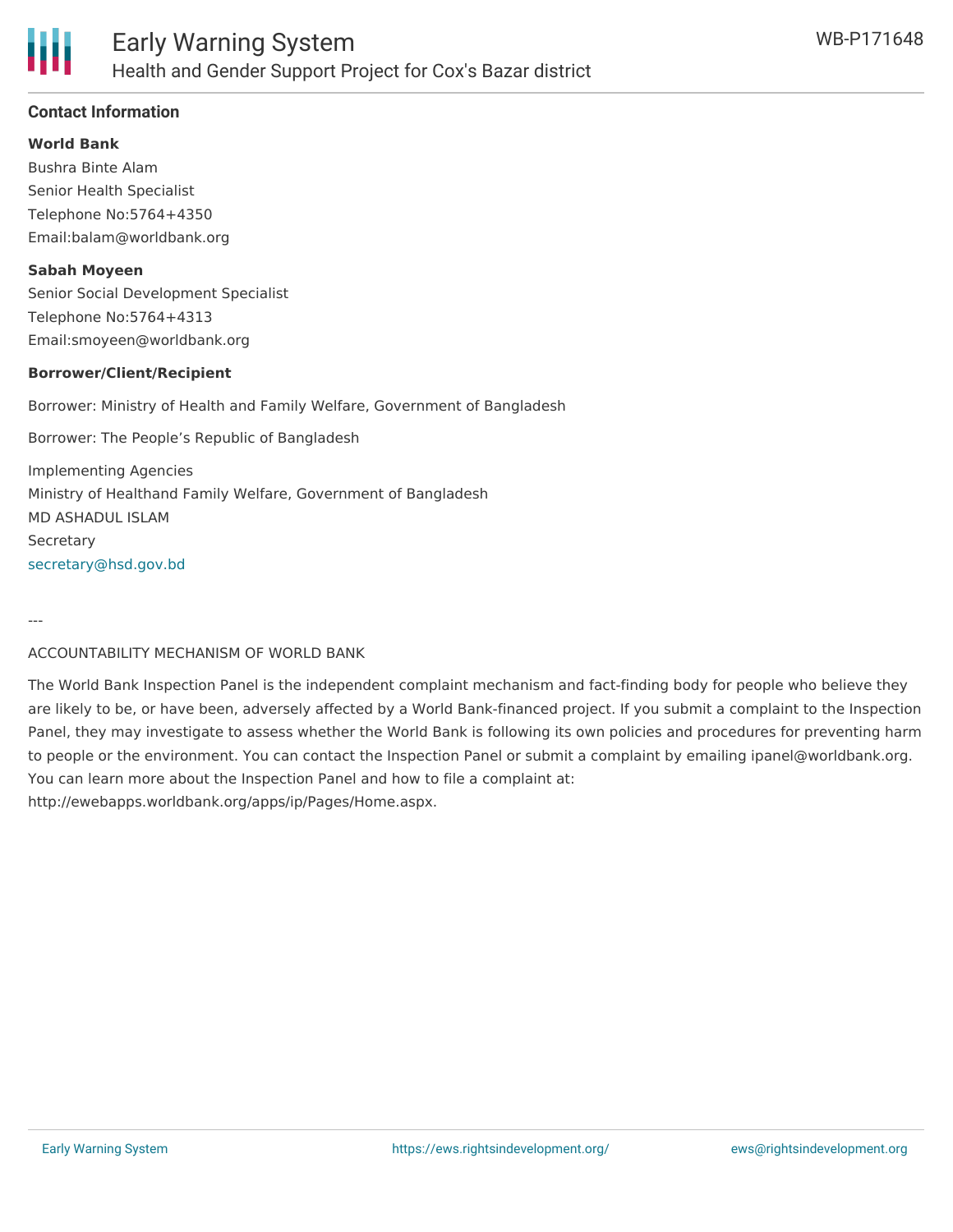## Contact Information

**World Bank**

Bushra Binte Alam
Senior Health Specialist
Telephone No:5764+4350
Email:balam@worldbank.org

**Sabah Moyeen**

Senior Social Development Specialist
Telephone No:5764+4313
Email:smoyeen@worldbank.org

**Borrower/Client/Recipient**

Borrower: Ministry of Health and Family Welfare, Government of Bangladesh

Borrower: The People’s Republic of Bangladesh

Implementing Agencies
Ministry of Healthand Family Welfare, Government of Bangladesh
MD ASHADUL ISLAM
Secretary
secretary@hsd.gov.bd

---

ACCOUNTABILITY MECHANISM OF WORLD BANK

The World Bank Inspection Panel is the independent complaint mechanism and fact-finding body for people who believe they are likely to be, or have been, adversely affected by a World Bank-financed project. If you submit a complaint to the Inspection Panel, they may investigate to assess whether the World Bank is following its own policies and procedures for preventing harm to people or the environment. You can contact the Inspection Panel or submit a complaint by emailing ipanel@worldbank.org. You can learn more about the Inspection Panel and how to file a complaint at: http://ewebapps.worldbank.org/apps/ip/Pages/Home.aspx.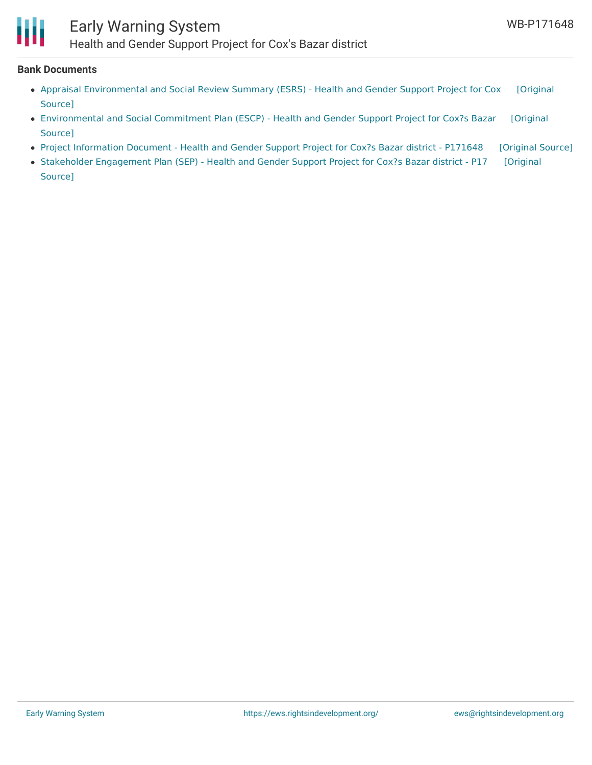**Bank Documents**

- Appraisal Environmental and Social Review Summary (ESRS) - Health and Gender Support Project for Cox [Original Source]
- Environmental and Social Commitment Plan (ESCP) - Health and Gender Support Project for Cox?s Bazar [Original Source]
- Project Information Document - Health and Gender Support Project for Cox?s Bazar district - P171648 [Original Source]
- Stakeholder Engagement Plan (SEP) - Health and Gender Support Project for Cox?s Bazar district - P17 [Original Source]